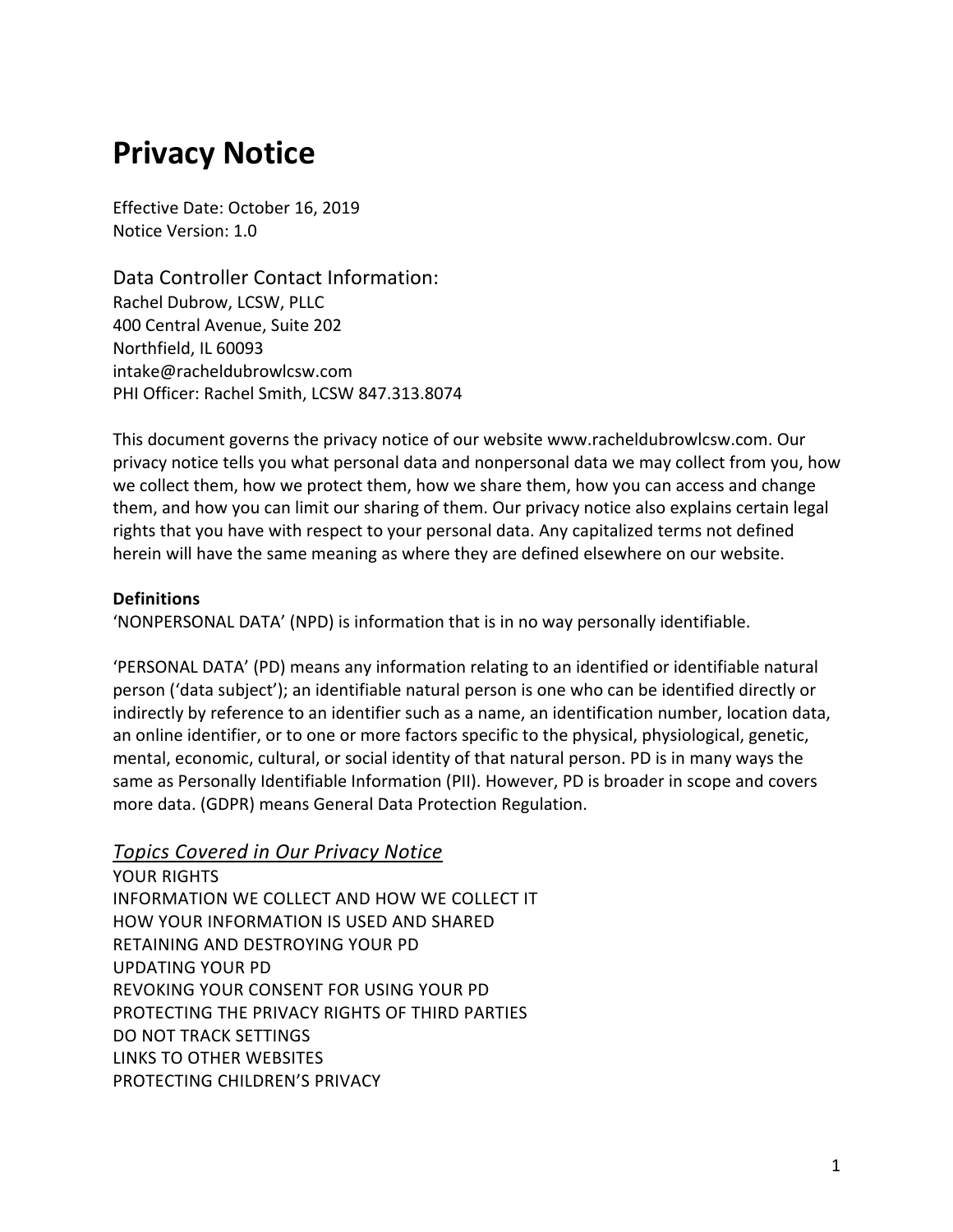# Privacy Notice

Effective Date: October 16, 2019
Notice Version: 1.0

## Data Controller Contact Information:

Rachel Dubrow, LCSW, PLLC
400 Central Avenue, Suite 202
Northfield, IL 60093
intake@racheldubrowlcsw.com
PHI Officer: Rachel Smith, LCSW 847.313.8074

This document governs the privacy notice of our website www.racheldubrowlcsw.com. Our privacy notice tells you what personal data and nonpersonal data we may collect from you, how we collect them, how we protect them, how we share them, how you can access and change them, and how you can limit our sharing of them. Our privacy notice also explains certain legal rights that you have with respect to your personal data. Any capitalized terms not defined herein will have the same meaning as where they are defined elsewhere on our website.

**Definitions**

'NONPERSONAL DATA' (NPD) is information that is in no way personally identifiable.

'PERSONAL DATA' (PD) means any information relating to an identified or identifiable natural person ('data subject'); an identifiable natural person is one who can be identified directly or indirectly by reference to an identifier such as a name, an identification number, location data, an online identifier, or to one or more factors specific to the physical, physiological, genetic, mental, economic, cultural, or social identity of that natural person. PD is in many ways the same as Personally Identifiable Information (PII). However, PD is broader in scope and covers more data. (GDPR) means General Data Protection Regulation.

## *Topics Covered in Our Privacy Notice*

YOUR RIGHTS
INFORMATION WE COLLECT AND HOW WE COLLECT IT
HOW YOUR INFORMATION IS USED AND SHARED
RETAINING AND DESTROYING YOUR PD
UPDATING YOUR PD
REVOKING YOUR CONSENT FOR USING YOUR PD
PROTECTING THE PRIVACY RIGHTS OF THIRD PARTIES
DO NOT TRACK SETTINGS
LINKS TO OTHER WEBSITES
PROTECTING CHILDREN'S PRIVACY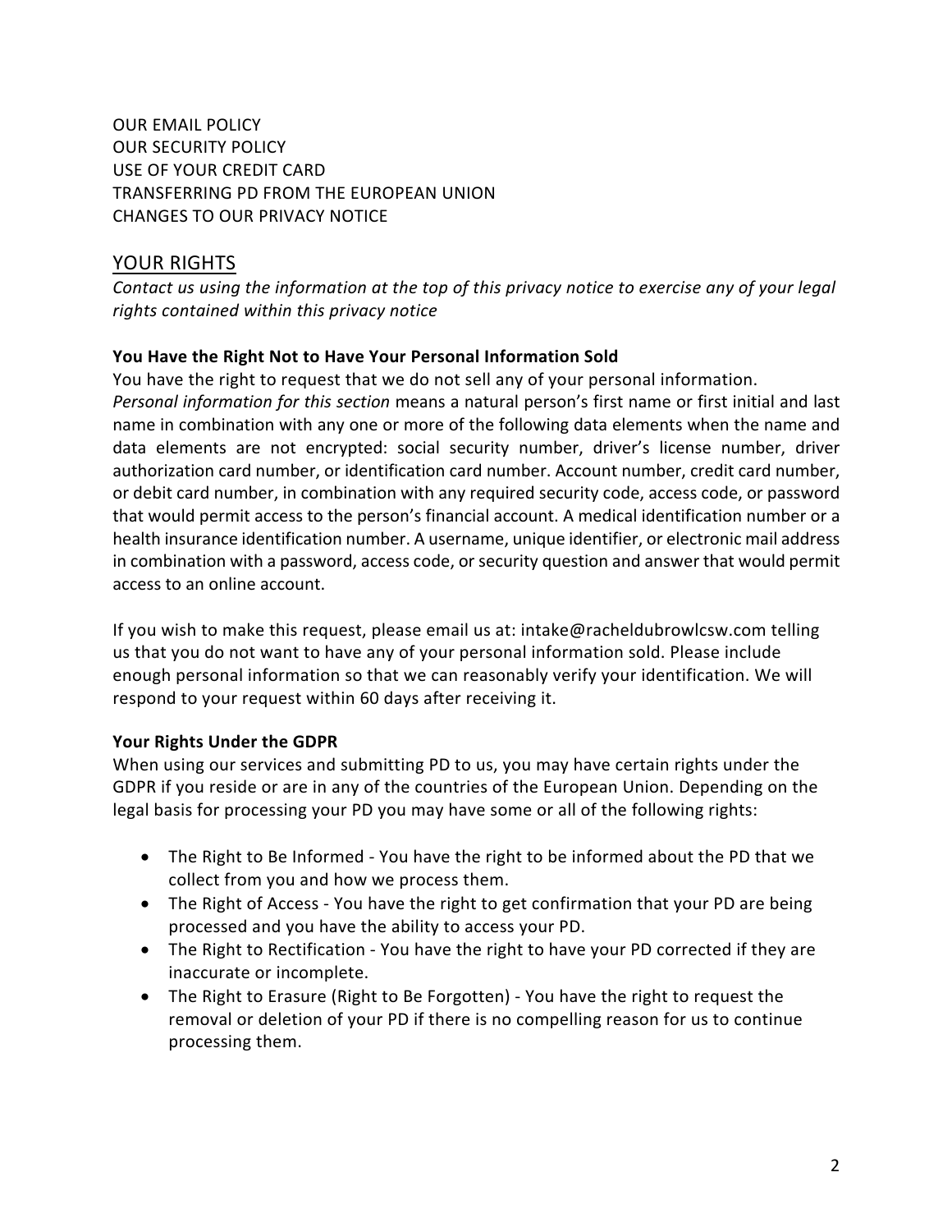OUR EMAIL POLICY
OUR SECURITY POLICY
USE OF YOUR CREDIT CARD
TRANSFERRING PD FROM THE EUROPEAN UNION
CHANGES TO OUR PRIVACY NOTICE

## YOUR RIGHTS

*Contact us using the information at the top of this privacy notice to exercise any of your legal rights contained within this privacy notice*

**You Have the Right Not to Have Your Personal Information Sold**

You have the right to request that we do not sell any of your personal information. *Personal information for this section* means a natural person's first name or first initial and last name in combination with any one or more of the following data elements when the name and data elements are not encrypted: social security number, driver's license number, driver authorization card number, or identification card number. Account number, credit card number, or debit card number, in combination with any required security code, access code, or password that would permit access to the person's financial account. A medical identification number or a health insurance identification number. A username, unique identifier, or electronic mail address in combination with a password, access code, or security question and answer that would permit access to an online account.

If you wish to make this request, please email us at: intake@racheldubrowlcsw.com telling us that you do not want to have any of your personal information sold. Please include enough personal information so that we can reasonably verify your identification. We will respond to your request within 60 days after receiving it.

**Your Rights Under the GDPR**

When using our services and submitting PD to us, you may have certain rights under the GDPR if you reside or are in any of the countries of the European Union. Depending on the legal basis for processing your PD you may have some or all of the following rights:

- The Right to Be Informed - You have the right to be informed about the PD that we collect from you and how we process them.
- The Right of Access - You have the right to get confirmation that your PD are being processed and you have the ability to access your PD.
- The Right to Rectification - You have the right to have your PD corrected if they are inaccurate or incomplete.
- The Right to Erasure (Right to Be Forgotten) - You have the right to request the removal or deletion of your PD if there is no compelling reason for us to continue processing them.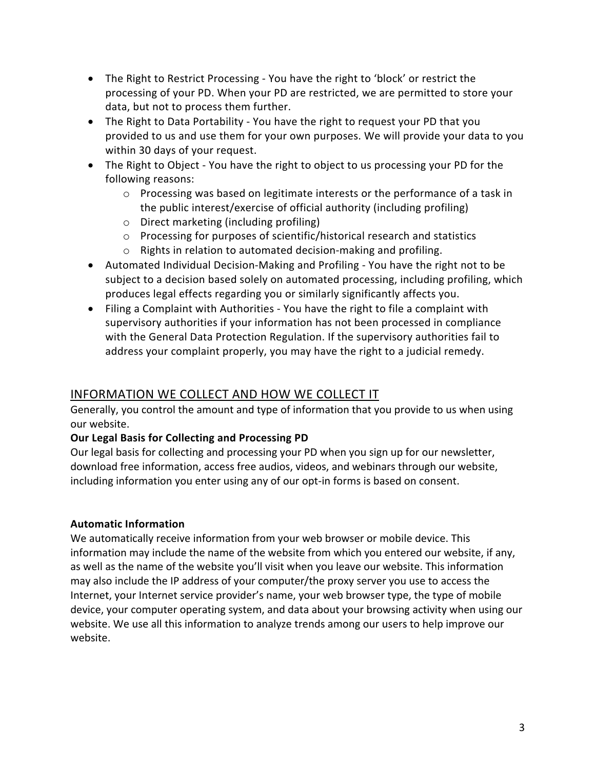- The Right to Restrict Processing - You have the right to 'block' or restrict the processing of your PD. When your PD are restricted, we are permitted to store your data, but not to process them further.
- The Right to Data Portability - You have the right to request your PD that you provided to us and use them for your own purposes. We will provide your data to you within 30 days of your request.
- The Right to Object - You have the right to object to us processing your PD for the following reasons:
  - Processing was based on legitimate interests or the performance of a task in the public interest/exercise of official authority (including profiling)
  - Direct marketing (including profiling)
  - Processing for purposes of scientific/historical research and statistics
  - Rights in relation to automated decision-making and profiling.
- Automated Individual Decision-Making and Profiling - You have the right not to be subject to a decision based solely on automated processing, including profiling, which produces legal effects regarding you or similarly significantly affects you.
- Filing a Complaint with Authorities - You have the right to file a complaint with supervisory authorities if your information has not been processed in compliance with the General Data Protection Regulation. If the supervisory authorities fail to address your complaint properly, you may have the right to a judicial remedy.

## INFORMATION WE COLLECT AND HOW WE COLLECT IT

Generally, you control the amount and type of information that you provide to us when using our website.

**Our Legal Basis for Collecting and Processing PD**

Our legal basis for collecting and processing your PD when you sign up for our newsletter, download free information, access free audios, videos, and webinars through our website, including information you enter using any of our opt-in forms is based on consent.

**Automatic Information**

We automatically receive information from your web browser or mobile device. This information may include the name of the website from which you entered our website, if any, as well as the name of the website you'll visit when you leave our website. This information may also include the IP address of your computer/the proxy server you use to access the Internet, your Internet service provider's name, your web browser type, the type of mobile device, your computer operating system, and data about your browsing activity when using our website. We use all this information to analyze trends among our users to help improve our website.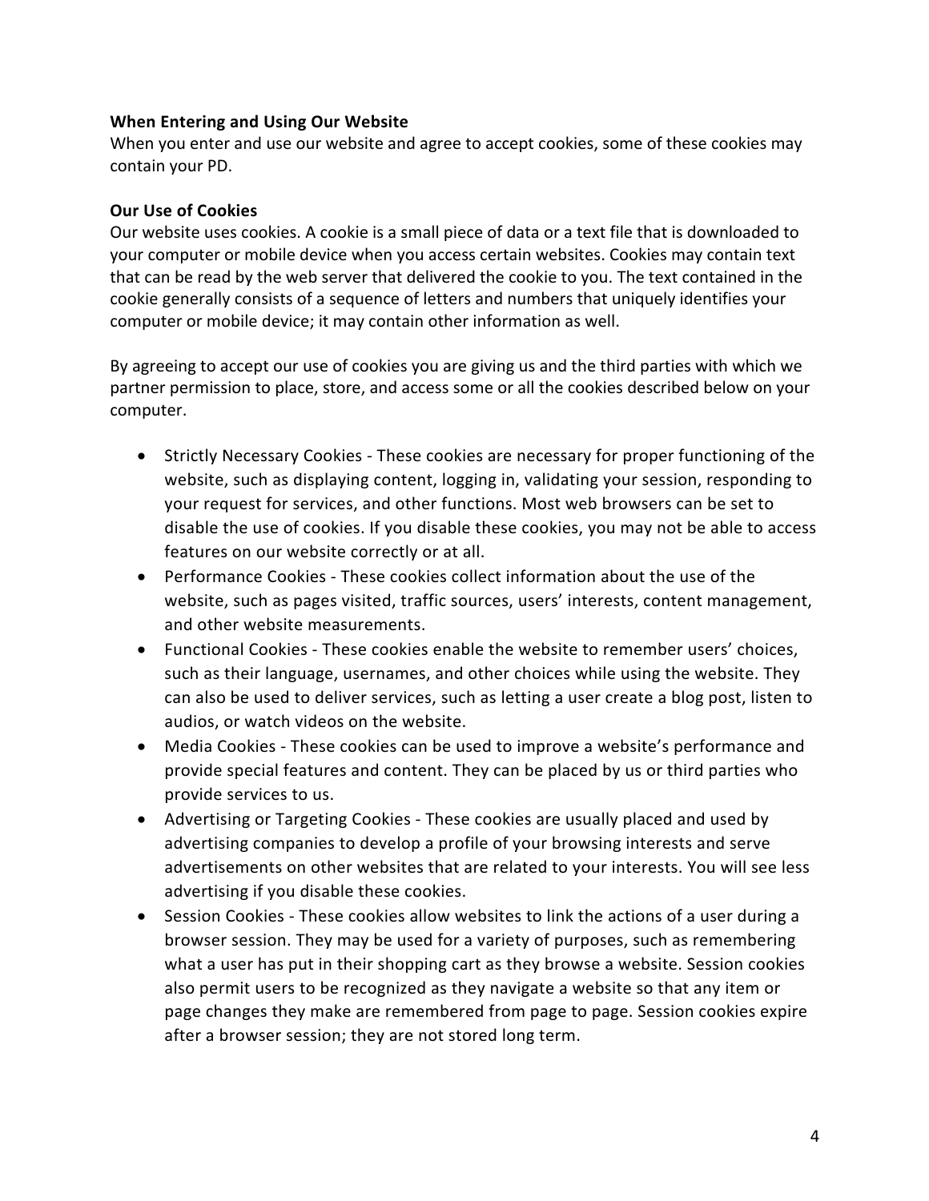**When Entering and Using Our Website**

When you enter and use our website and agree to accept cookies, some of these cookies may contain your PD.

**Our Use of Cookies**

Our website uses cookies. A cookie is a small piece of data or a text file that is downloaded to your computer or mobile device when you access certain websites. Cookies may contain text that can be read by the web server that delivered the cookie to you. The text contained in the cookie generally consists of a sequence of letters and numbers that uniquely identifies your computer or mobile device; it may contain other information as well.

By agreeing to accept our use of cookies you are giving us and the third parties with which we partner permission to place, store, and access some or all the cookies described below on your computer.

- Strictly Necessary Cookies - These cookies are necessary for proper functioning of the website, such as displaying content, logging in, validating your session, responding to your request for services, and other functions. Most web browsers can be set to disable the use of cookies. If you disable these cookies, you may not be able to access features on our website correctly or at all.
- Performance Cookies - These cookies collect information about the use of the website, such as pages visited, traffic sources, users' interests, content management, and other website measurements.
- Functional Cookies - These cookies enable the website to remember users' choices, such as their language, usernames, and other choices while using the website. They can also be used to deliver services, such as letting a user create a blog post, listen to audios, or watch videos on the website.
- Media Cookies - These cookies can be used to improve a website's performance and provide special features and content. They can be placed by us or third parties who provide services to us.
- Advertising or Targeting Cookies - These cookies are usually placed and used by advertising companies to develop a profile of your browsing interests and serve advertisements on other websites that are related to your interests. You will see less advertising if you disable these cookies.
- Session Cookies - These cookies allow websites to link the actions of a user during a browser session. They may be used for a variety of purposes, such as remembering what a user has put in their shopping cart as they browse a website. Session cookies also permit users to be recognized as they navigate a website so that any item or page changes they make are remembered from page to page. Session cookies expire after a browser session; they are not stored long term.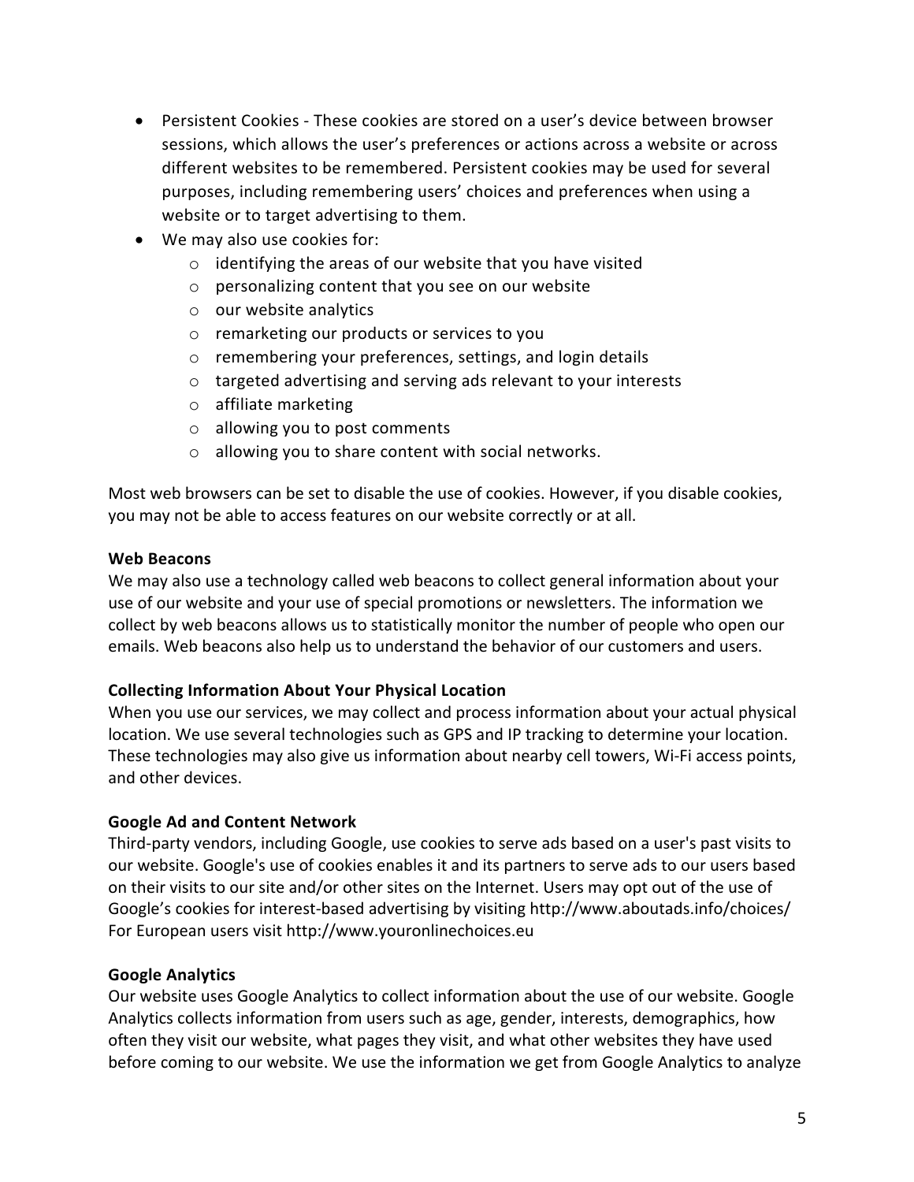- Persistent Cookies - These cookies are stored on a user's device between browser sessions, which allows the user's preferences or actions across a website or across different websites to be remembered. Persistent cookies may be used for several purposes, including remembering users' choices and preferences when using a website or to target advertising to them.
- We may also use cookies for:
  - identifying the areas of our website that you have visited
  - personalizing content that you see on our website
  - our website analytics
  - remarketing our products or services to you
  - remembering your preferences, settings, and login details
  - targeted advertising and serving ads relevant to your interests
  - affiliate marketing
  - allowing you to post comments
  - allowing you to share content with social networks.

Most web browsers can be set to disable the use of cookies. However, if you disable cookies, you may not be able to access features on our website correctly or at all.

**Web Beacons**

We may also use a technology called web beacons to collect general information about your use of our website and your use of special promotions or newsletters. The information we collect by web beacons allows us to statistically monitor the number of people who open our emails. Web beacons also help us to understand the behavior of our customers and users.

**Collecting Information About Your Physical Location**

When you use our services, we may collect and process information about your actual physical location. We use several technologies such as GPS and IP tracking to determine your location. These technologies may also give us information about nearby cell towers, Wi-Fi access points, and other devices.

**Google Ad and Content Network**

Third-party vendors, including Google, use cookies to serve ads based on a user's past visits to our website. Google's use of cookies enables it and its partners to serve ads to our users based on their visits to our site and/or other sites on the Internet. Users may opt out of the use of Google's cookies for interest-based advertising by visiting http://www.aboutads.info/choices/ For European users visit http://www.youronlinechoices.eu

**Google Analytics**

Our website uses Google Analytics to collect information about the use of our website. Google Analytics collects information from users such as age, gender, interests, demographics, how often they visit our website, what pages they visit, and what other websites they have used before coming to our website. We use the information we get from Google Analytics to analyze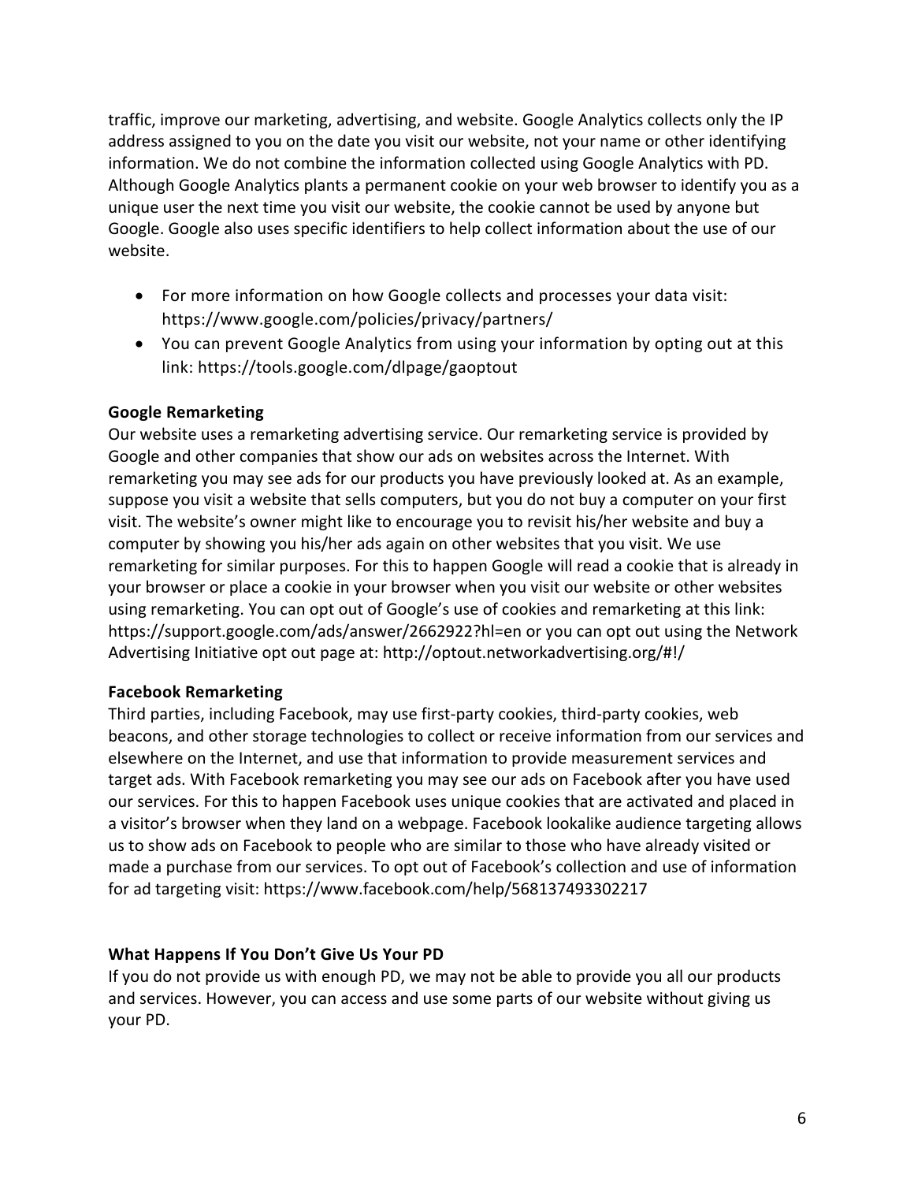traffic, improve our marketing, advertising, and website. Google Analytics collects only the IP address assigned to you on the date you visit our website, not your name or other identifying information. We do not combine the information collected using Google Analytics with PD. Although Google Analytics plants a permanent cookie on your web browser to identify you as a unique user the next time you visit our website, the cookie cannot be used by anyone but Google. Google also uses specific identifiers to help collect information about the use of our website.

- For more information on how Google collects and processes your data visit: https://www.google.com/policies/privacy/partners/
- You can prevent Google Analytics from using your information by opting out at this link: https://tools.google.com/dlpage/gaoptout

**Google Remarketing**

Our website uses a remarketing advertising service. Our remarketing service is provided by Google and other companies that show our ads on websites across the Internet. With remarketing you may see ads for our products you have previously looked at. As an example, suppose you visit a website that sells computers, but you do not buy a computer on your first visit. The website's owner might like to encourage you to revisit his/her website and buy a computer by showing you his/her ads again on other websites that you visit. We use remarketing for similar purposes. For this to happen Google will read a cookie that is already in your browser or place a cookie in your browser when you visit our website or other websites using remarketing. You can opt out of Google's use of cookies and remarketing at this link: https://support.google.com/ads/answer/2662922?hl=en or you can opt out using the Network Advertising Initiative opt out page at: http://optout.networkadvertising.org/#!/

**Facebook Remarketing**

Third parties, including Facebook, may use first-party cookies, third-party cookies, web beacons, and other storage technologies to collect or receive information from our services and elsewhere on the Internet, and use that information to provide measurement services and target ads. With Facebook remarketing you may see our ads on Facebook after you have used our services. For this to happen Facebook uses unique cookies that are activated and placed in a visitor's browser when they land on a webpage. Facebook lookalike audience targeting allows us to show ads on Facebook to people who are similar to those who have already visited or made a purchase from our services. To opt out of Facebook's collection and use of information for ad targeting visit: https://www.facebook.com/help/568137493302217

**What Happens If You Don't Give Us Your PD**

If you do not provide us with enough PD, we may not be able to provide you all our products and services. However, you can access and use some parts of our website without giving us your PD.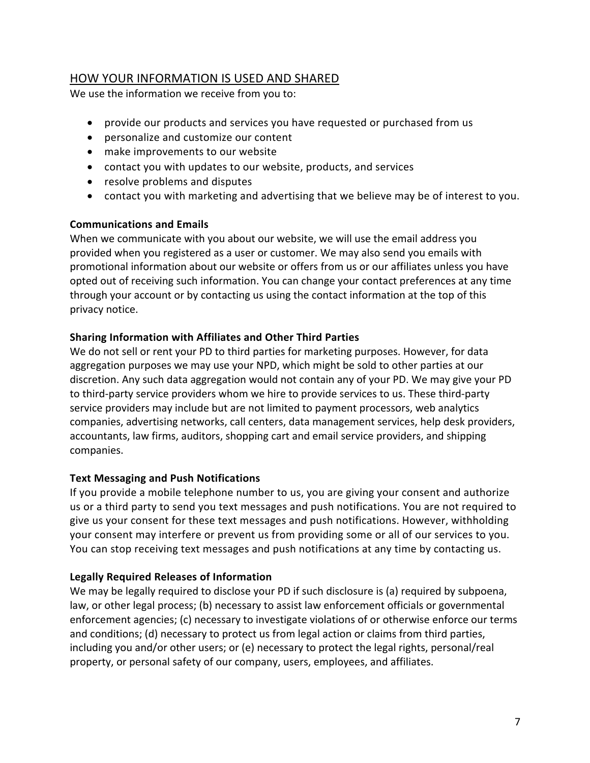## HOW YOUR INFORMATION IS USED AND SHARED

We use the information we receive from you to:

- provide our products and services you have requested or purchased from us
- personalize and customize our content
- make improvements to our website
- contact you with updates to our website, products, and services
- resolve problems and disputes
- contact you with marketing and advertising that we believe may be of interest to you.

### Communications and Emails

When we communicate with you about our website, we will use the email address you provided when you registered as a user or customer. We may also send you emails with promotional information about our website or offers from us or our affiliates unless you have opted out of receiving such information. You can change your contact preferences at any time through your account or by contacting us using the contact information at the top of this privacy notice.

### Sharing Information with Affiliates and Other Third Parties

We do not sell or rent your PD to third parties for marketing purposes. However, for data aggregation purposes we may use your NPD, which might be sold to other parties at our discretion. Any such data aggregation would not contain any of your PD. We may give your PD to third-party service providers whom we hire to provide services to us. These third-party service providers may include but are not limited to payment processors, web analytics companies, advertising networks, call centers, data management services, help desk providers, accountants, law firms, auditors, shopping cart and email service providers, and shipping companies.

### Text Messaging and Push Notifications

If you provide a mobile telephone number to us, you are giving your consent and authorize us or a third party to send you text messages and push notifications. You are not required to give us your consent for these text messages and push notifications. However, withholding your consent may interfere or prevent us from providing some or all of our services to you. You can stop receiving text messages and push notifications at any time by contacting us.

### Legally Required Releases of Information

We may be legally required to disclose your PD if such disclosure is (a) required by subpoena, law, or other legal process; (b) necessary to assist law enforcement officials or governmental enforcement agencies; (c) necessary to investigate violations of or otherwise enforce our terms and conditions; (d) necessary to protect us from legal action or claims from third parties, including you and/or other users; or (e) necessary to protect the legal rights, personal/real property, or personal safety of our company, users, employees, and affiliates.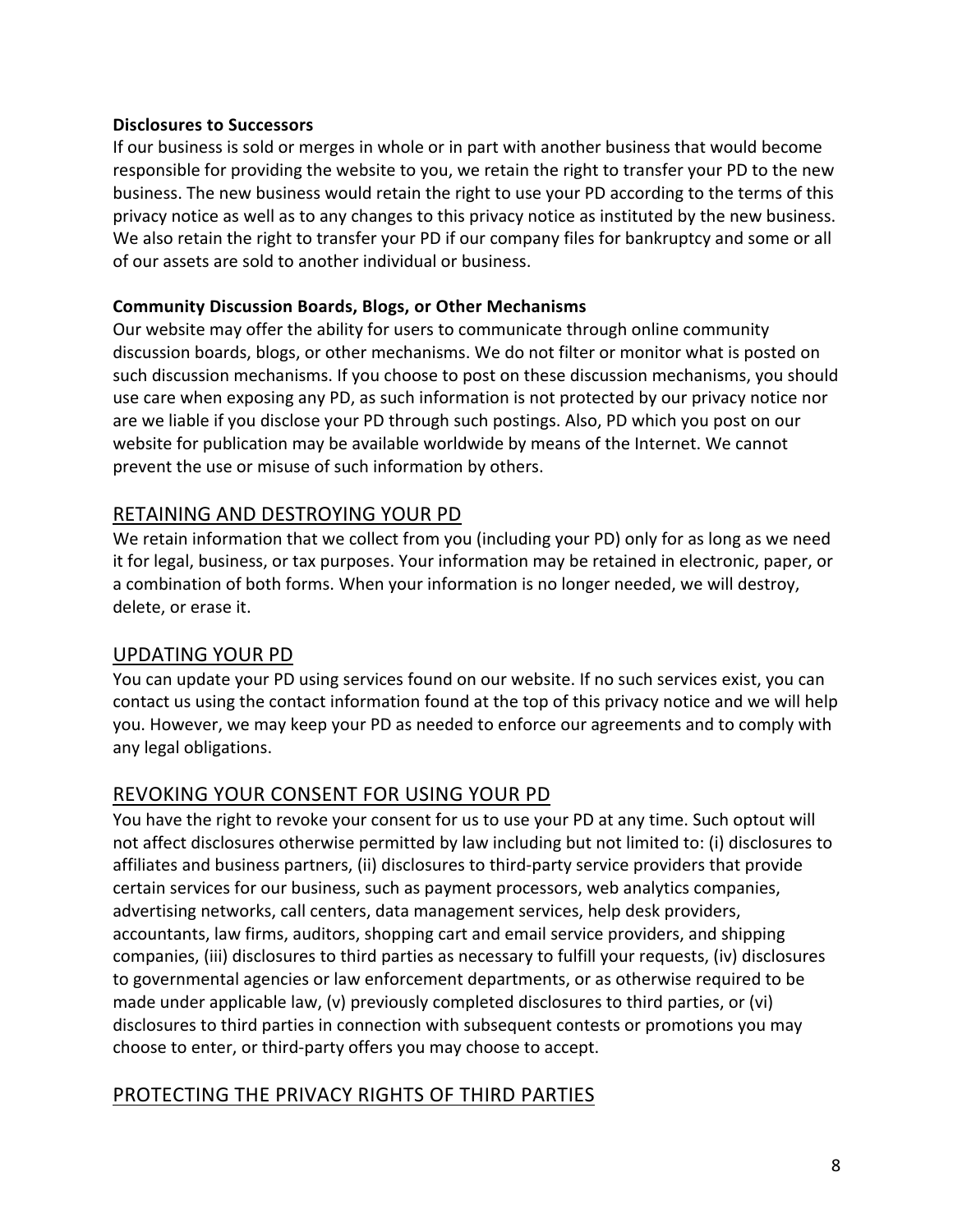### Disclosures to Successors

If our business is sold or merges in whole or in part with another business that would become responsible for providing the website to you, we retain the right to transfer your PD to the new business. The new business would retain the right to use your PD according to the terms of this privacy notice as well as to any changes to this privacy notice as instituted by the new business. We also retain the right to transfer your PD if our company files for bankruptcy and some or all of our assets are sold to another individual or business.

### Community Discussion Boards, Blogs, or Other Mechanisms

Our website may offer the ability for users to communicate through online community discussion boards, blogs, or other mechanisms. We do not filter or monitor what is posted on such discussion mechanisms. If you choose to post on these discussion mechanisms, you should use care when exposing any PD, as such information is not protected by our privacy notice nor are we liable if you disclose your PD through such postings. Also, PD which you post on our website for publication may be available worldwide by means of the Internet. We cannot prevent the use or misuse of such information by others.

## RETAINING AND DESTROYING YOUR PD

We retain information that we collect from you (including your PD) only for as long as we need it for legal, business, or tax purposes. Your information may be retained in electronic, paper, or a combination of both forms. When your information is no longer needed, we will destroy, delete, or erase it.

## UPDATING YOUR PD

You can update your PD using services found on our website. If no such services exist, you can contact us using the contact information found at the top of this privacy notice and we will help you. However, we may keep your PD as needed to enforce our agreements and to comply with any legal obligations.

## REVOKING YOUR CONSENT FOR USING YOUR PD

You have the right to revoke your consent for us to use your PD at any time. Such optout will not affect disclosures otherwise permitted by law including but not limited to: (i) disclosures to affiliates and business partners, (ii) disclosures to third-party service providers that provide certain services for our business, such as payment processors, web analytics companies, advertising networks, call centers, data management services, help desk providers, accountants, law firms, auditors, shopping cart and email service providers, and shipping companies, (iii) disclosures to third parties as necessary to fulfill your requests, (iv) disclosures to governmental agencies or law enforcement departments, or as otherwise required to be made under applicable law, (v) previously completed disclosures to third parties, or (vi) disclosures to third parties in connection with subsequent contests or promotions you may choose to enter, or third-party offers you may choose to accept.

## PROTECTING THE PRIVACY RIGHTS OF THIRD PARTIES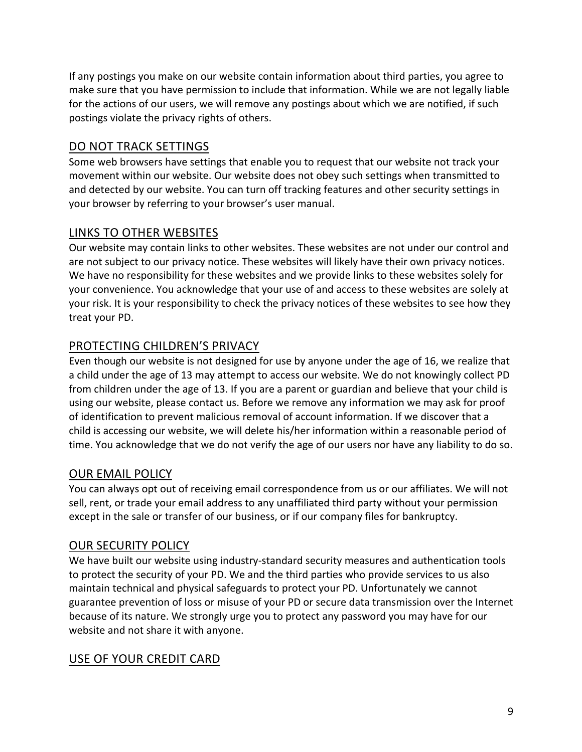If any postings you make on our website contain information about third parties, you agree to make sure that you have permission to include that information. While we are not legally liable for the actions of our users, we will remove any postings about which we are notified, if such postings violate the privacy rights of others.

## DO NOT TRACK SETTINGS

Some web browsers have settings that enable you to request that our website not track your movement within our website. Our website does not obey such settings when transmitted to and detected by our website. You can turn off tracking features and other security settings in your browser by referring to your browser's user manual.

## LINKS TO OTHER WEBSITES

Our website may contain links to other websites. These websites are not under our control and are not subject to our privacy notice. These websites will likely have their own privacy notices. We have no responsibility for these websites and we provide links to these websites solely for your convenience. You acknowledge that your use of and access to these websites are solely at your risk. It is your responsibility to check the privacy notices of these websites to see how they treat your PD.

## PROTECTING CHILDREN'S PRIVACY

Even though our website is not designed for use by anyone under the age of 16, we realize that a child under the age of 13 may attempt to access our website. We do not knowingly collect PD from children under the age of 13. If you are a parent or guardian and believe that your child is using our website, please contact us. Before we remove any information we may ask for proof of identification to prevent malicious removal of account information. If we discover that a child is accessing our website, we will delete his/her information within a reasonable period of time. You acknowledge that we do not verify the age of our users nor have any liability to do so.

## OUR EMAIL POLICY

You can always opt out of receiving email correspondence from us or our affiliates. We will not sell, rent, or trade your email address to any unaffiliated third party without your permission except in the sale or transfer of our business, or if our company files for bankruptcy.

## OUR SECURITY POLICY

We have built our website using industry-standard security measures and authentication tools to protect the security of your PD. We and the third parties who provide services to us also maintain technical and physical safeguards to protect your PD. Unfortunately we cannot guarantee prevention of loss or misuse of your PD or secure data transmission over the Internet because of its nature. We strongly urge you to protect any password you may have for our website and not share it with anyone.

## USE OF YOUR CREDIT CARD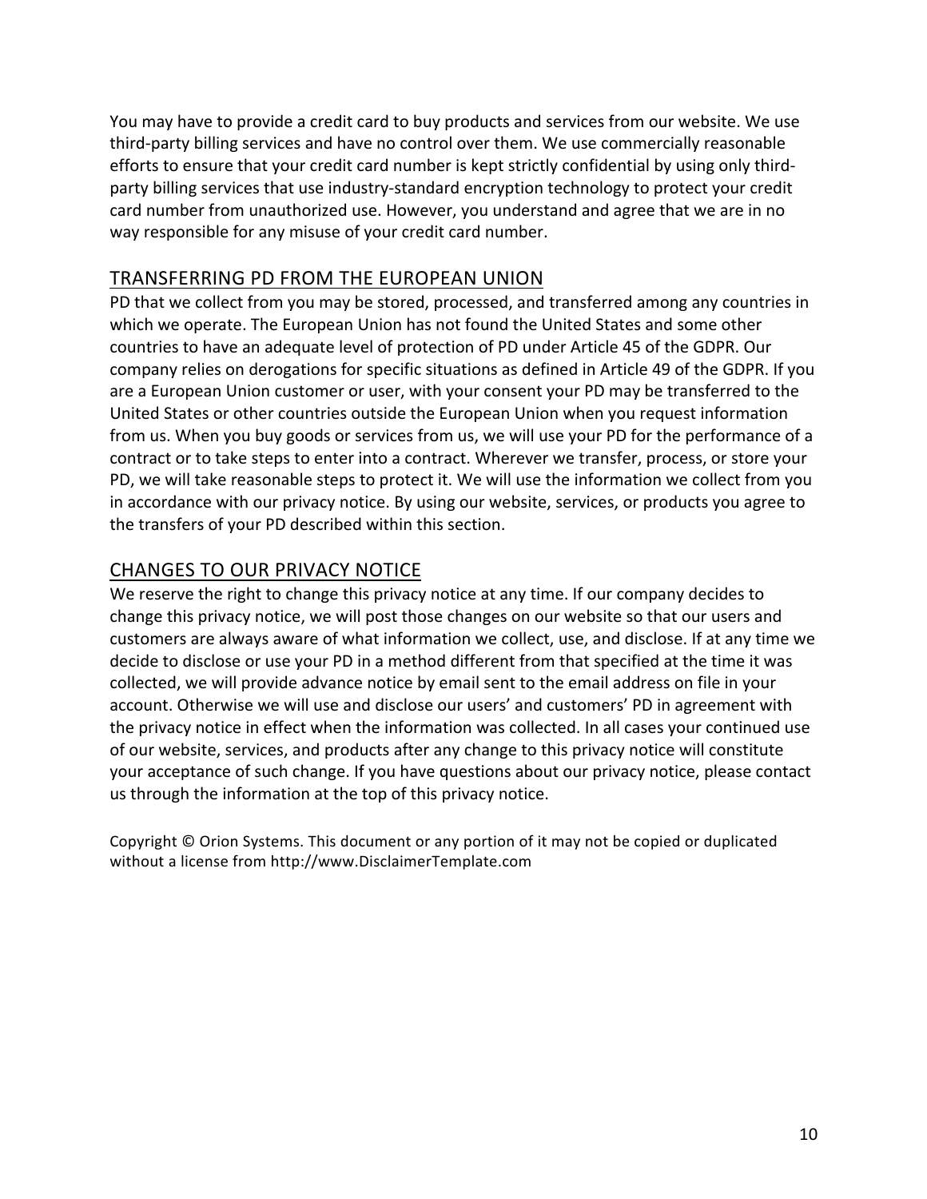You may have to provide a credit card to buy products and services from our website. We use third-party billing services and have no control over them. We use commercially reasonable efforts to ensure that your credit card number is kept strictly confidential by using only third-party billing services that use industry-standard encryption technology to protect your credit card number from unauthorized use. However, you understand and agree that we are in no way responsible for any misuse of your credit card number.

## TRANSFERRING PD FROM THE EUROPEAN UNION

PD that we collect from you may be stored, processed, and transferred among any countries in which we operate. The European Union has not found the United States and some other countries to have an adequate level of protection of PD under Article 45 of the GDPR. Our company relies on derogations for specific situations as defined in Article 49 of the GDPR. If you are a European Union customer or user, with your consent your PD may be transferred to the United States or other countries outside the European Union when you request information from us. When you buy goods or services from us, we will use your PD for the performance of a contract or to take steps to enter into a contract. Wherever we transfer, process, or store your PD, we will take reasonable steps to protect it. We will use the information we collect from you in accordance with our privacy notice. By using our website, services, or products you agree to the transfers of your PD described within this section.

## CHANGES TO OUR PRIVACY NOTICE

We reserve the right to change this privacy notice at any time. If our company decides to change this privacy notice, we will post those changes on our website so that our users and customers are always aware of what information we collect, use, and disclose. If at any time we decide to disclose or use your PD in a method different from that specified at the time it was collected, we will provide advance notice by email sent to the email address on file in your account. Otherwise we will use and disclose our users' and customers' PD in agreement with the privacy notice in effect when the information was collected. In all cases your continued use of our website, services, and products after any change to this privacy notice will constitute your acceptance of such change. If you have questions about our privacy notice, please contact us through the information at the top of this privacy notice.

Copyright © Orion Systems. This document or any portion of it may not be copied or duplicated without a license from http://www.DisclaimerTemplate.com